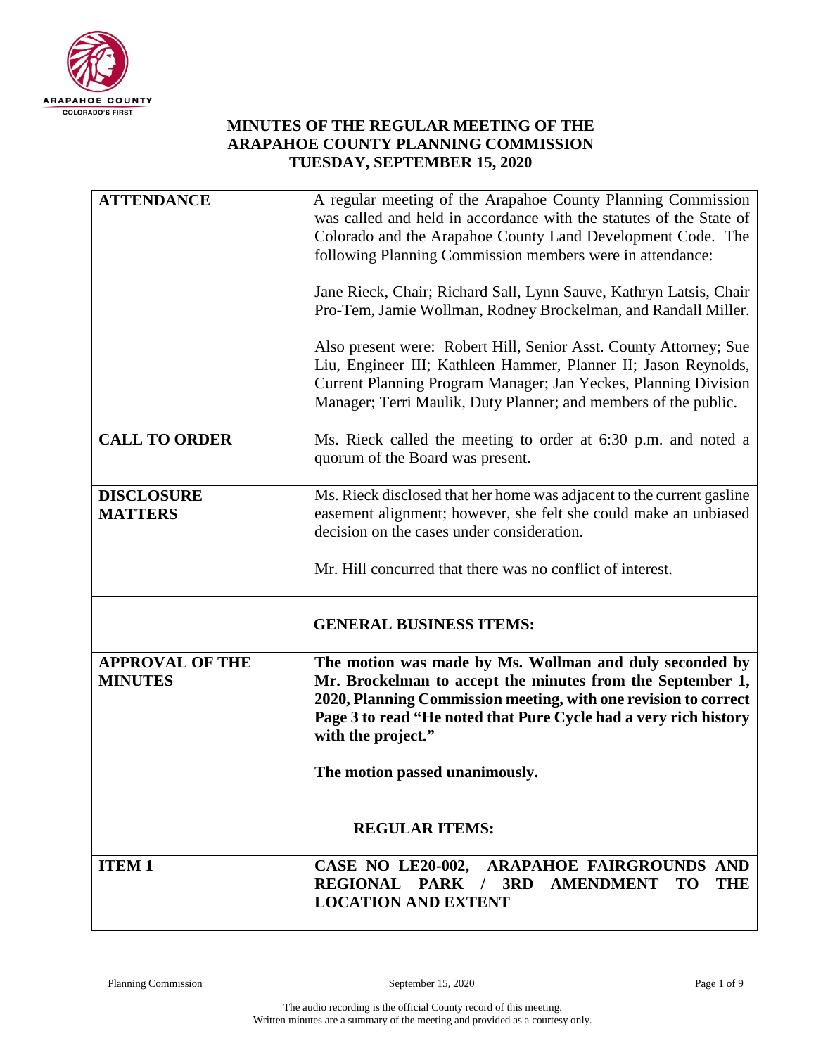# MINUTES OF THE REGULAR MEETING OF THE ARAPAHOE COUNTY PLANNING COMMISSION TUESDAY, SEPTEMBER 15, 2020

| | |
|---|---|
| **ATTENDANCE** | A regular meeting of the Arapahoe County Planning Commission was called and held in accordance with the statutes of the State of Colorado and the Arapahoe County Land Development Code. The following Planning Commission members were in attendance:<br><br>Jane Rieck, Chair; Richard Sall, Lynn Sauve, Kathryn Latsis, Chair Pro-Tem, Jamie Wollman, Rodney Brockelman, and Randall Miller.<br><br>Also present were: Robert Hill, Senior Asst. County Attorney; Sue Liu, Engineer III; Kathleen Hammer, Planner II; Jason Reynolds, Current Planning Program Manager; Jan Yeckes, Planning Division Manager; Terri Maulik, Duty Planner; and members of the public. |
| **CALL TO ORDER** | Ms. Rieck called the meeting to order at 6:30 p.m. and noted a quorum of the Board was present. |
| **DISCLOSURE MATTERS** | Ms. Rieck disclosed that her home was adjacent to the current gasline easement alignment; however, she felt she could make an unbiased decision on the cases under consideration.<br><br>Mr. Hill concurred that there was no conflict of interest. |
| **GENERAL BUSINESS ITEMS:** | |
| **APPROVAL OF THE MINUTES** | **The motion was made by Ms. Wollman and duly seconded by Mr. Brockelman to accept the minutes from the September 1, 2020, Planning Commission meeting, with one revision to correct Page 3 to read "He noted that Pure Cycle had a very rich history with the project."**<br><br>**The motion passed unanimously.** |
| **REGULAR ITEMS:** | |
| **ITEM 1** | **CASE NO LE20-002, ARAPAHOE FAIRGROUNDS AND REGIONAL PARK / 3RD AMENDMENT TO THE LOCATION AND EXTENT** |

The audio recording is the official County record of this meeting.
Written minutes are a summary of the meeting and provided as a courtesy only.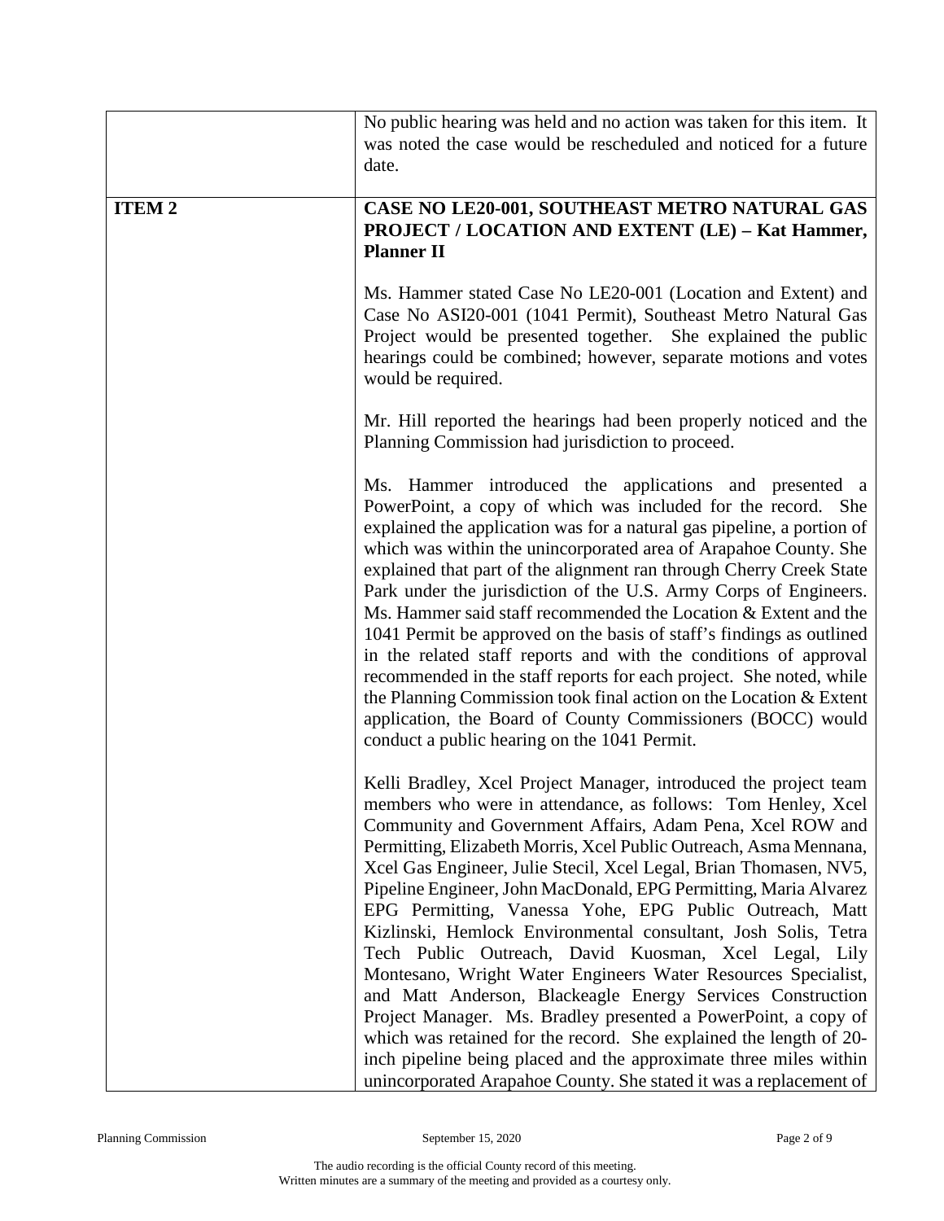| | |
|---|---|
| | No public hearing was held and no action was taken for this item. It was noted the case would be rescheduled and noticed for a future date. |
| **ITEM 2** | **CASE NO LE20-001, SOUTHEAST METRO NATURAL GAS PROJECT / LOCATION AND EXTENT (LE) – Kat Hammer, Planner II**<br><br>Ms. Hammer stated Case No LE20-001 (Location and Extent) and Case No ASI20-001 (1041 Permit), Southeast Metro Natural Gas Project would be presented together. She explained the public hearings could be combined; however, separate motions and votes would be required.<br><br>Mr. Hill reported the hearings had been properly noticed and the Planning Commission had jurisdiction to proceed.<br><br>Ms. Hammer introduced the applications and presented a PowerPoint, a copy of which was included for the record. She explained the application was for a natural gas pipeline, a portion of which was within the unincorporated area of Arapahoe County. She explained that part of the alignment ran through Cherry Creek State Park under the jurisdiction of the U.S. Army Corps of Engineers. Ms. Hammer said staff recommended the Location & Extent and the 1041 Permit be approved on the basis of staff's findings as outlined in the related staff reports and with the conditions of approval recommended in the staff reports for each project. She noted, while the Planning Commission took final action on the Location & Extent application, the Board of County Commissioners (BOCC) would conduct a public hearing on the 1041 Permit.<br><br>Kelli Bradley, Xcel Project Manager, introduced the project team members who were in attendance, as follows: Tom Henley, Xcel Community and Government Affairs, Adam Pena, Xcel ROW and Permitting, Elizabeth Morris, Xcel Public Outreach, Asma Mennana, Xcel Gas Engineer, Julie Stecil, Xcel Legal, Brian Thomasen, NV5, Pipeline Engineer, John MacDonald, EPG Permitting, Maria Alvarez EPG Permitting, Vanessa Yohe, EPG Public Outreach, Matt Kizlinski, Hemlock Environmental consultant, Josh Solis, Tetra Tech Public Outreach, David Kuosman, Xcel Legal, Lily Montesano, Wright Water Engineers Water Resources Specialist, and Matt Anderson, Blackeagle Energy Services Construction Project Manager. Ms. Bradley presented a PowerPoint, a copy of which was retained for the record. She explained the length of 20-inch pipeline being placed and the approximate three miles within unincorporated Arapahoe County. She stated it was a replacement of |

The audio recording is the official County record of this meeting.
Written minutes are a summary of the meeting and provided as a courtesy only.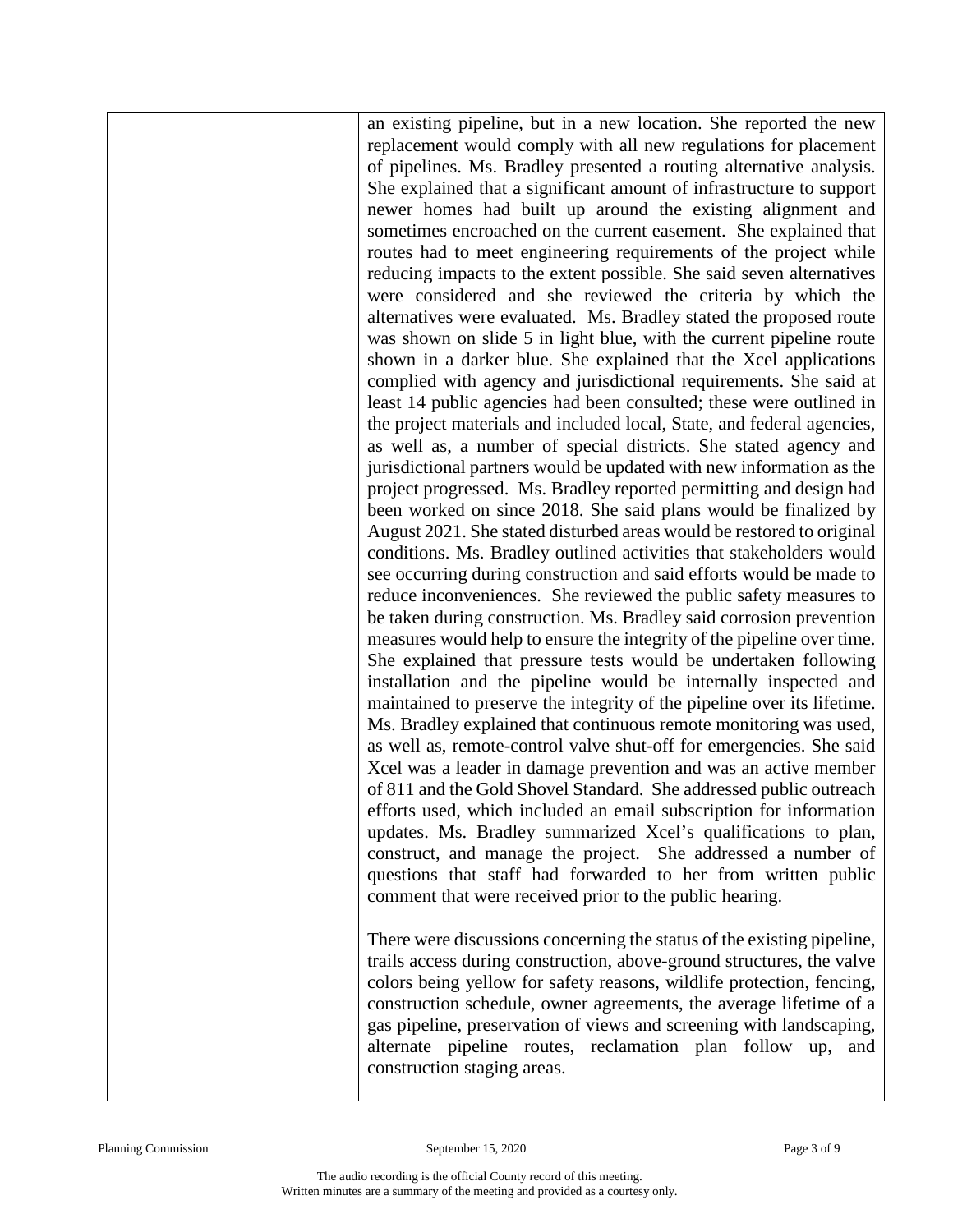an existing pipeline, but in a new location. She reported the new replacement would comply with all new regulations for placement of pipelines. Ms. Bradley presented a routing alternative analysis. She explained that a significant amount of infrastructure to support newer homes had built up around the existing alignment and sometimes encroached on the current easement. She explained that routes had to meet engineering requirements of the project while reducing impacts to the extent possible. She said seven alternatives were considered and she reviewed the criteria by which the alternatives were evaluated. Ms. Bradley stated the proposed route was shown on slide 5 in light blue, with the current pipeline route shown in a darker blue. She explained that the Xcel applications complied with agency and jurisdictional requirements. She said at least 14 public agencies had been consulted; these were outlined in the project materials and included local, State, and federal agencies, as well as, a number of special districts. She stated agency and jurisdictional partners would be updated with new information as the project progressed. Ms. Bradley reported permitting and design had been worked on since 2018. She said plans would be finalized by August 2021. She stated disturbed areas would be restored to original conditions. Ms. Bradley outlined activities that stakeholders would see occurring during construction and said efforts would be made to reduce inconveniences. She reviewed the public safety measures to be taken during construction. Ms. Bradley said corrosion prevention measures would help to ensure the integrity of the pipeline over time. She explained that pressure tests would be undertaken following installation and the pipeline would be internally inspected and maintained to preserve the integrity of the pipeline over its lifetime. Ms. Bradley explained that continuous remote monitoring was used, as well as, remote-control valve shut-off for emergencies. She said Xcel was a leader in damage prevention and was an active member of 811 and the Gold Shovel Standard. She addressed public outreach efforts used, which included an email subscription for information updates. Ms. Bradley summarized Xcel's qualifications to plan, construct, and manage the project. She addressed a number of questions that staff had forwarded to her from written public comment that were received prior to the public hearing.

There were discussions concerning the status of the existing pipeline, trails access during construction, above-ground structures, the valve colors being yellow for safety reasons, wildlife protection, fencing, construction schedule, owner agreements, the average lifetime of a gas pipeline, preservation of views and screening with landscaping, alternate pipeline routes, reclamation plan follow up, and construction staging areas.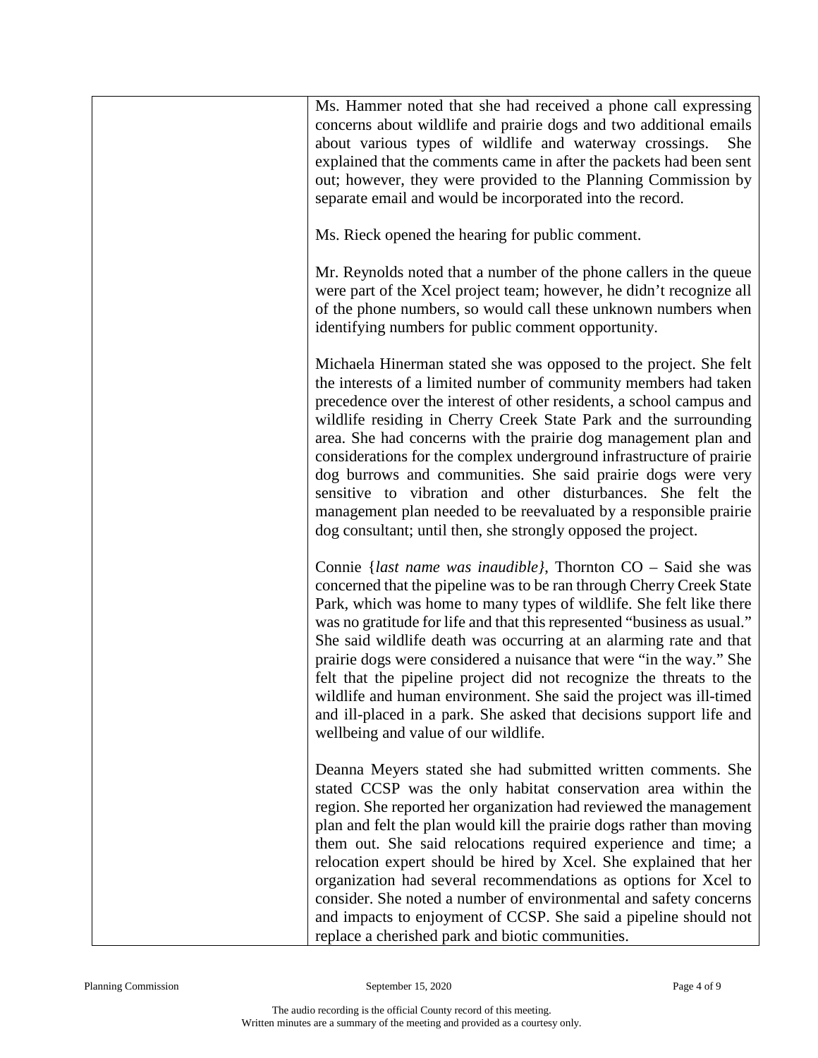Ms. Hammer noted that she had received a phone call expressing concerns about wildlife and prairie dogs and two additional emails about various types of wildlife and waterway crossings. She explained that the comments came in after the packets had been sent out; however, they were provided to the Planning Commission by separate email and would be incorporated into the record.

Ms. Rieck opened the hearing for public comment.

Mr. Reynolds noted that a number of the phone callers in the queue were part of the Xcel project team; however, he didn't recognize all of the phone numbers, so would call these unknown numbers when identifying numbers for public comment opportunity.

Michaela Hinerman stated she was opposed to the project. She felt the interests of a limited number of community members had taken precedence over the interest of other residents, a school campus and wildlife residing in Cherry Creek State Park and the surrounding area. She had concerns with the prairie dog management plan and considerations for the complex underground infrastructure of prairie dog burrows and communities. She said prairie dogs were very sensitive to vibration and other disturbances. She felt the management plan needed to be reevaluated by a responsible prairie dog consultant; until then, she strongly opposed the project.

Connie {*last name was inaudible}*, Thornton CO – Said she was concerned that the pipeline was to be ran through Cherry Creek State Park, which was home to many types of wildlife. She felt like there was no gratitude for life and that this represented "business as usual." She said wildlife death was occurring at an alarming rate and that prairie dogs were considered a nuisance that were "in the way." She felt that the pipeline project did not recognize the threats to the wildlife and human environment. She said the project was ill-timed and ill-placed in a park. She asked that decisions support life and wellbeing and value of our wildlife.

Deanna Meyers stated she had submitted written comments. She stated CCSP was the only habitat conservation area within the region. She reported her organization had reviewed the management plan and felt the plan would kill the prairie dogs rather than moving them out. She said relocations required experience and time; a relocation expert should be hired by Xcel. She explained that her organization had several recommendations as options for Xcel to consider. She noted a number of environmental and safety concerns and impacts to enjoyment of CCSP. She said a pipeline should not replace a cherished park and biotic communities.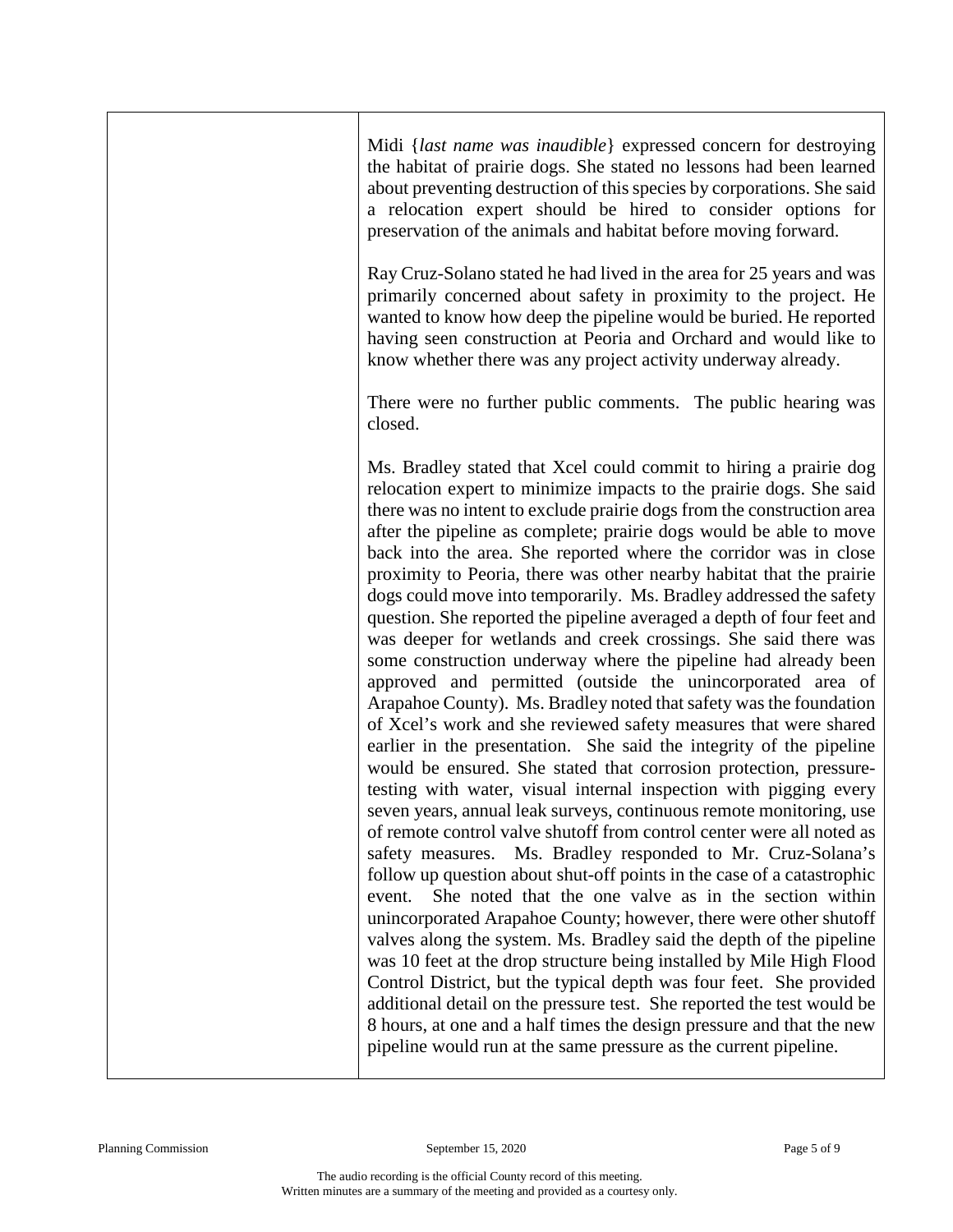Midi {*last name was inaudible*} expressed concern for destroying the habitat of prairie dogs. She stated no lessons had been learned about preventing destruction of this species by corporations. She said a relocation expert should be hired to consider options for preservation of the animals and habitat before moving forward.

Ray Cruz-Solano stated he had lived in the area for 25 years and was primarily concerned about safety in proximity to the project. He wanted to know how deep the pipeline would be buried. He reported having seen construction at Peoria and Orchard and would like to know whether there was any project activity underway already.

There were no further public comments. The public hearing was closed.

Ms. Bradley stated that Xcel could commit to hiring a prairie dog relocation expert to minimize impacts to the prairie dogs. She said there was no intent to exclude prairie dogs from the construction area after the pipeline as complete; prairie dogs would be able to move back into the area. She reported where the corridor was in close proximity to Peoria, there was other nearby habitat that the prairie dogs could move into temporarily. Ms. Bradley addressed the safety question. She reported the pipeline averaged a depth of four feet and was deeper for wetlands and creek crossings. She said there was some construction underway where the pipeline had already been approved and permitted (outside the unincorporated area of Arapahoe County). Ms. Bradley noted that safety was the foundation of Xcel's work and she reviewed safety measures that were shared earlier in the presentation. She said the integrity of the pipeline would be ensured. She stated that corrosion protection, pressure-testing with water, visual internal inspection with pigging every seven years, annual leak surveys, continuous remote monitoring, use of remote control valve shutoff from control center were all noted as safety measures. Ms. Bradley responded to Mr. Cruz-Solana's follow up question about shut-off points in the case of a catastrophic event. She noted that the one valve as in the section within unincorporated Arapahoe County; however, there were other shutoff valves along the system. Ms. Bradley said the depth of the pipeline was 10 feet at the drop structure being installed by Mile High Flood Control District, but the typical depth was four feet. She provided additional detail on the pressure test. She reported the test would be 8 hours, at one and a half times the design pressure and that the new pipeline would run at the same pressure as the current pipeline.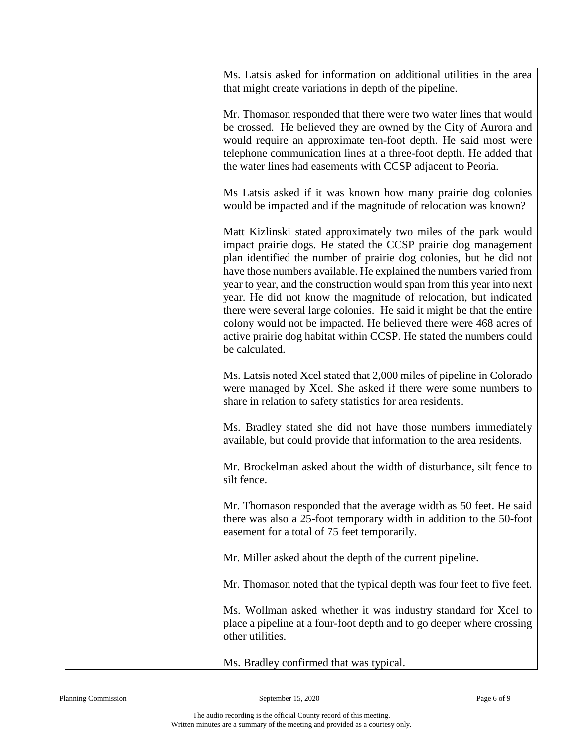Ms. Latsis asked for information on additional utilities in the area that might create variations in depth of the pipeline.

Mr. Thomason responded that there were two water lines that would be crossed. He believed they are owned by the City of Aurora and would require an approximate ten-foot depth. He said most were telephone communication lines at a three-foot depth. He added that the water lines had easements with CCSP adjacent to Peoria.

Ms Latsis asked if it was known how many prairie dog colonies would be impacted and if the magnitude of relocation was known?

Matt Kizlinski stated approximately two miles of the park would impact prairie dogs. He stated the CCSP prairie dog management plan identified the number of prairie dog colonies, but he did not have those numbers available. He explained the numbers varied from year to year, and the construction would span from this year into next year. He did not know the magnitude of relocation, but indicated there were several large colonies. He said it might be that the entire colony would not be impacted. He believed there were 468 acres of active prairie dog habitat within CCSP. He stated the numbers could be calculated.

Ms. Latsis noted Xcel stated that 2,000 miles of pipeline in Colorado were managed by Xcel. She asked if there were some numbers to share in relation to safety statistics for area residents.

Ms. Bradley stated she did not have those numbers immediately available, but could provide that information to the area residents.

Mr. Brockelman asked about the width of disturbance, silt fence to silt fence.

Mr. Thomason responded that the average width as 50 feet. He said there was also a 25-foot temporary width in addition to the 50-foot easement for a total of 75 feet temporarily.

Mr. Miller asked about the depth of the current pipeline.

Mr. Thomason noted that the typical depth was four feet to five feet.

Ms. Wollman asked whether it was industry standard for Xcel to place a pipeline at a four-foot depth and to go deeper where crossing other utilities.

Ms. Bradley confirmed that was typical.

The audio recording is the official County record of this meeting.
Written minutes are a summary of the meeting and provided as a courtesy only.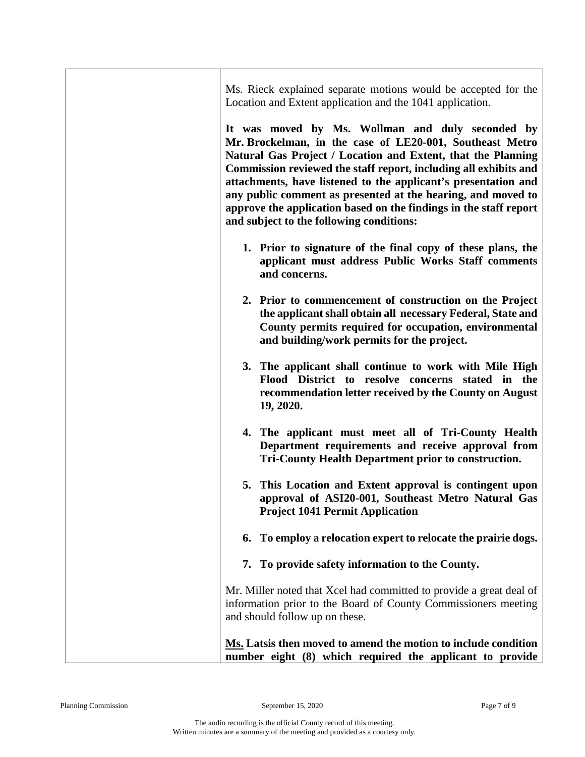Ms. Rieck explained separate motions would be accepted for the Location and Extent application and the 1041 application.

**It was moved by Ms. Wollman and duly seconded by Mr. Brockelman, in the case of LE20-001, Southeast Metro Natural Gas Project / Location and Extent, that the Planning Commission reviewed the staff report, including all exhibits and attachments, have listened to the applicant's presentation and any public comment as presented at the hearing, and moved to approve the application based on the findings in the staff report and subject to the following conditions:**

1. **Prior to signature of the final copy of these plans, the applicant must address Public Works Staff comments and concerns.**

2. **Prior to commencement of construction on the Project the applicant shall obtain all necessary Federal, State and County permits required for occupation, environmental and building/work permits for the project.**

3. **The applicant shall continue to work with Mile High Flood District to resolve concerns stated in the recommendation letter received by the County on August 19, 2020.**

4. **The applicant must meet all of Tri-County Health Department requirements and receive approval from Tri-County Health Department prior to construction.**

5. **This Location and Extent approval is contingent upon approval of ASI20-001, Southeast Metro Natural Gas Project 1041 Permit Application**

6. **To employ a relocation expert to relocate the prairie dogs.**

7. **To provide safety information to the County.**

Mr. Miller noted that Xcel had committed to provide a great deal of information prior to the Board of County Commissioners meeting and should follow up on these.

**<u>Ms.</u> Latsis then moved to amend the motion to include condition number eight (8) which required the applicant to provide**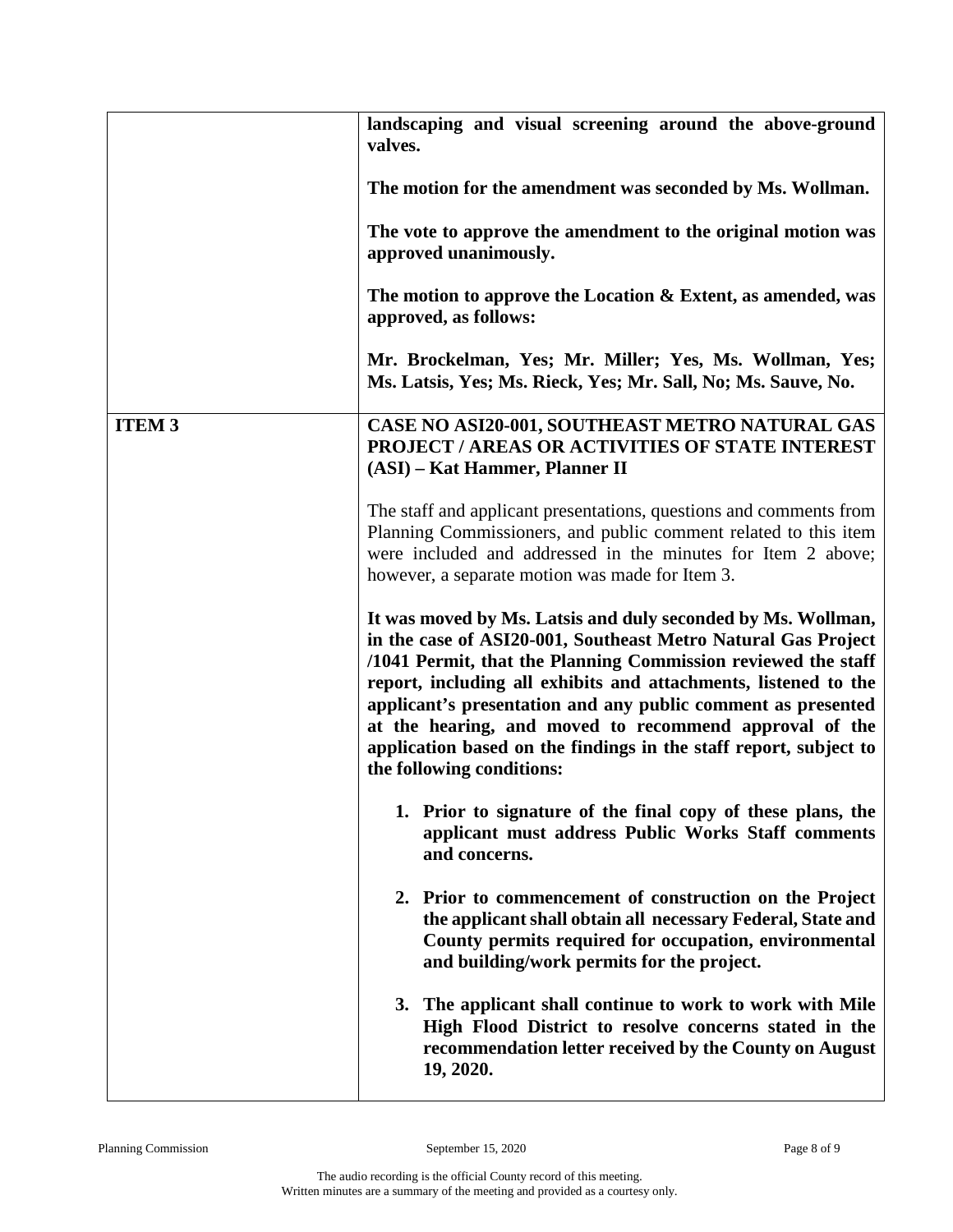| | |
|---|---|
| | **landscaping and visual screening around the above-ground valves.**<br><br>**The motion for the amendment was seconded by Ms. Wollman.**<br><br>**The vote to approve the amendment to the original motion was approved unanimously.**<br><br>**The motion to approve the Location & Extent, as amended, was approved, as follows:**<br><br>**Mr. Brockelman, Yes; Mr. Miller; Yes, Ms. Wollman, Yes; Ms. Latsis, Yes; Ms. Rieck, Yes; Mr. Sall, No; Ms. Sauve, No.** |
| **ITEM 3** | **CASE NO ASI20-001, SOUTHEAST METRO NATURAL GAS PROJECT / AREAS OR ACTIVITIES OF STATE INTEREST (ASI) – Kat Hammer, Planner II**<br><br>The staff and applicant presentations, questions and comments from Planning Commissioners, and public comment related to this item were included and addressed in the minutes for Item 2 above; however, a separate motion was made for Item 3.<br><br>**It was moved by Ms. Latsis and duly seconded by Ms. Wollman, in the case of ASI20-001, Southeast Metro Natural Gas Project /1041 Permit, that the Planning Commission reviewed the staff report, including all exhibits and attachments, listened to the applicant's presentation and any public comment as presented at the hearing, and moved to recommend approval of the application based on the findings in the staff report, subject to the following conditions:**<br><br>**1. Prior to signature of the final copy of these plans, the applicant must address Public Works Staff comments and concerns.**<br><br>**2. Prior to commencement of construction on the Project the applicant shall obtain all necessary Federal, State and County permits required for occupation, environmental and building/work permits for the project.**<br><br>**3. The applicant shall continue to work to work with Mile High Flood District to resolve concerns stated in the recommendation letter received by the County on August 19, 2020.** |

The audio recording is the official County record of this meeting.
Written minutes are a summary of the meeting and provided as a courtesy only.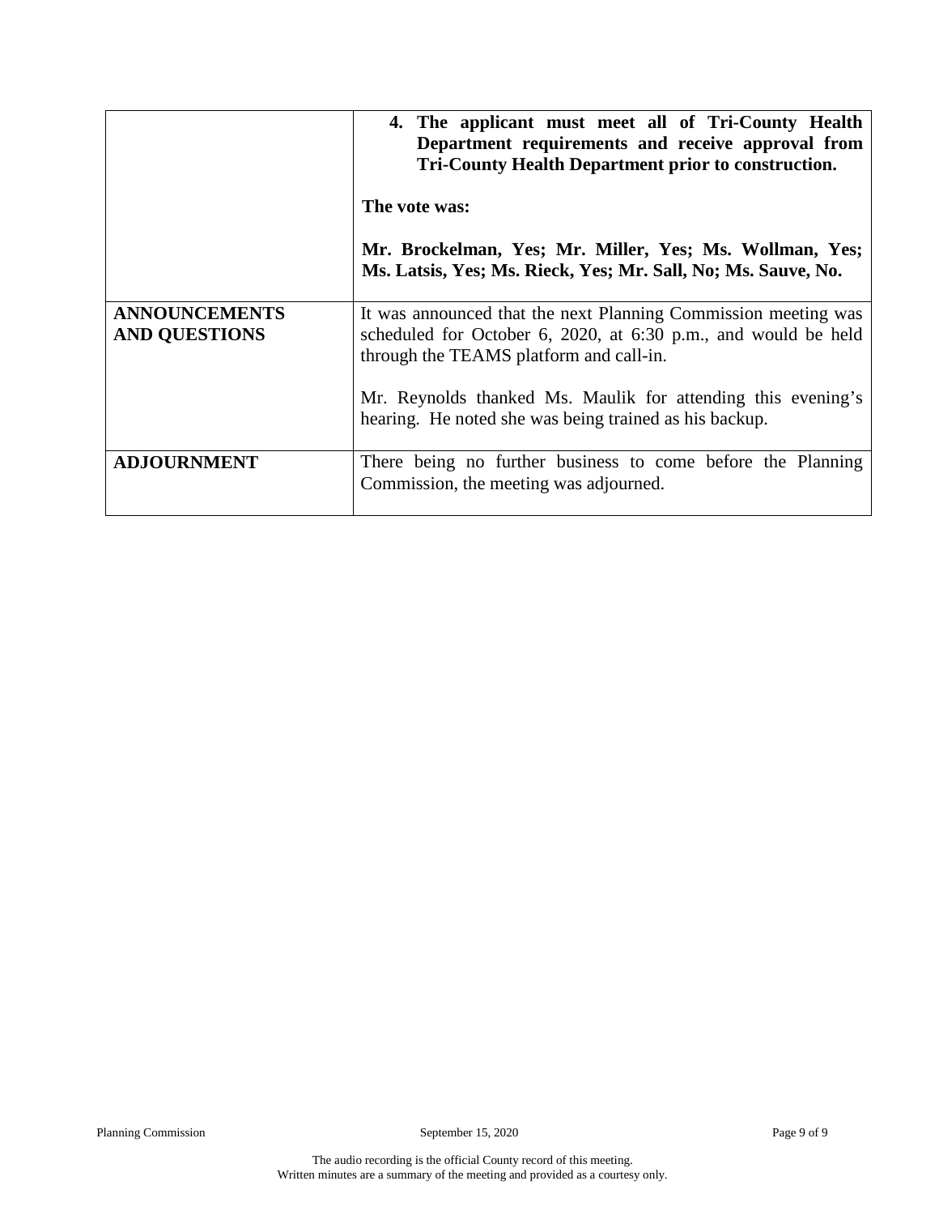| | |
|---|---|
| | **4. The applicant must meet all of Tri-County Health Department requirements and receive approval from Tri-County Health Department prior to construction.**<br><br>**The vote was:**<br><br>**Mr. Brockelman, Yes; Mr. Miller, Yes; Ms. Wollman, Yes; Ms. Latsis, Yes; Ms. Rieck, Yes; Mr. Sall, No; Ms. Sauve, No.** |
| **ANNOUNCEMENTS AND QUESTIONS** | It was announced that the next Planning Commission meeting was scheduled for October 6, 2020, at 6:30 p.m., and would be held through the TEAMS platform and call-in.<br><br>Mr. Reynolds thanked Ms. Maulik for attending this evening's hearing. He noted she was being trained as his backup. |
| **ADJOURNMENT** | There being no further business to come before the Planning Commission, the meeting was adjourned. |

The audio recording is the official County record of this meeting.
Written minutes are a summary of the meeting and provided as a courtesy only.